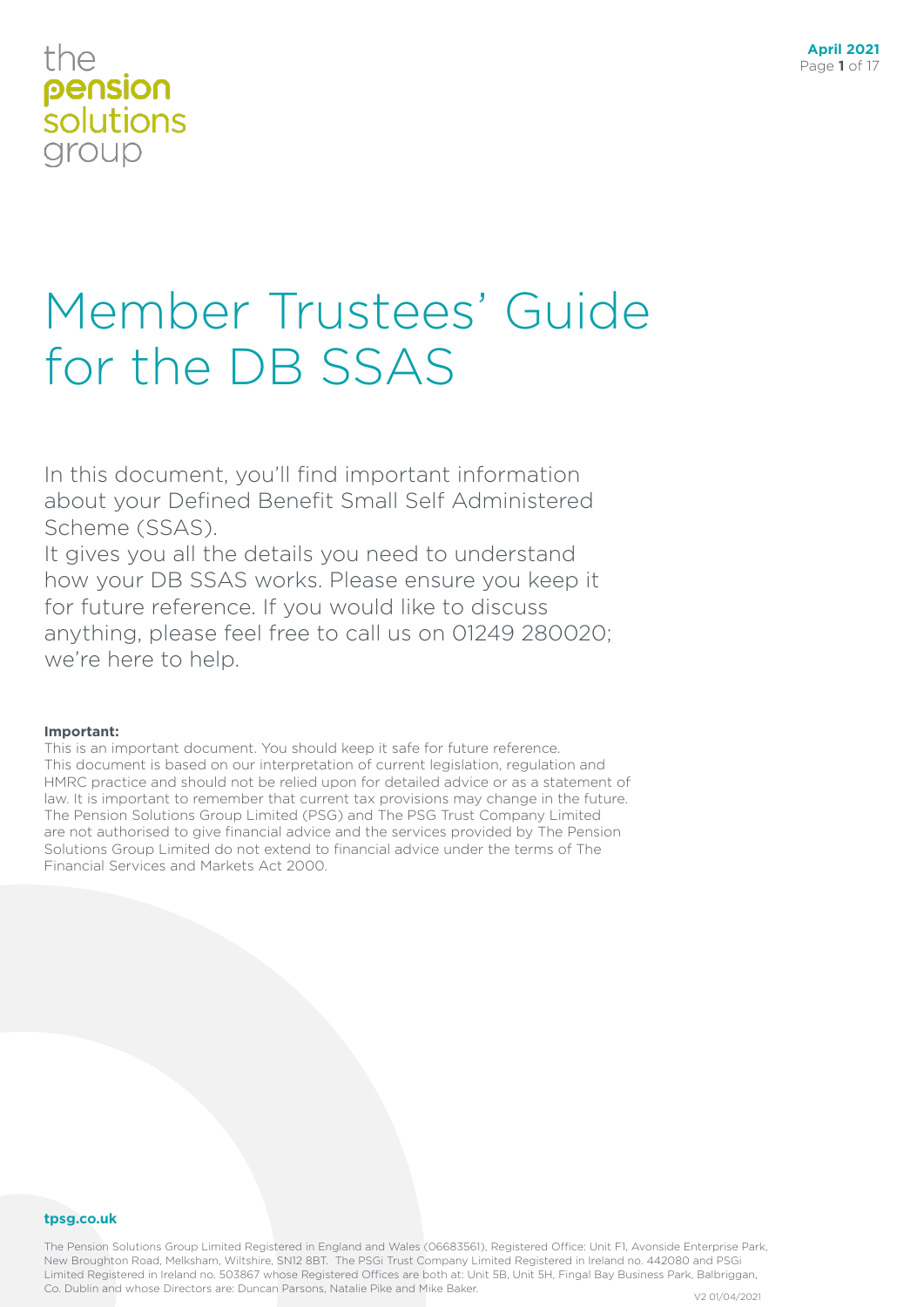the **pension** solutions group

# Member Trustees' Guide for the DB SSAS

In this document, you'll find important information about your Defined Benefit Small Self Administered Scheme (SSAS).

It gives you all the details you need to understand how your DB SSAS works. Please ensure you keep it for future reference. If you would like to discuss anything, please feel free to call us on 01249 280020; we're here to help.

**Important:**

This is an important document. You should keep it safe for future reference. This document is based on our interpretation of current legislation, regulation and HMRC practice and should not be relied upon for detailed advice or as a statement of law. It is important to remember that current tax provisions may change in the future. The Pension Solutions Group Limited (PSG) and The PSG Trust Company Limited are not authorised to give financial advice and the services provided by The Pension Solutions Group Limited do not extend to financial advice under the terms of The Financial Services and Markets Act 2000.

**tpsg.co.uk**

The Pension Solutions Group Limited Registered in England and Wales (06683561), Registered Office: Unit F1, Avonside Enterprise Park, New Broughton Road, Melksham, Wiltshire, SN12 8BT. The PSGi Trust Company Limited Registered in Ireland no. 442080 and PSGi Limited Registered in Ireland no. 503867 whose Registered Offices are both at: Unit 5B, Unit 5H, Fingal Bay Business Park, Balbriggan, Co. Dublin and whose Directors are: Duncan Parsons, Natalie Pike and Mike Baker.

V2 01/04/2021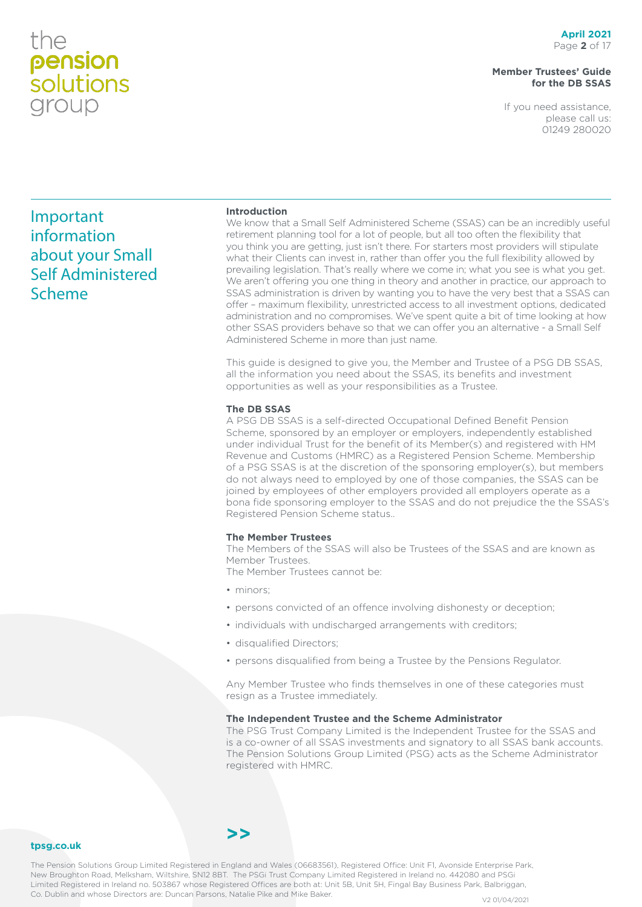# Important information about your Small Self Administered Scheme

### Introduction

We know that a Small Self Administered Scheme (SSAS) can be an incredibly useful retirement planning tool for a lot of people, but all too often the flexibility that you think you are getting, just isn't there. For starters most providers will stipulate what their Clients can invest in, rather than offer you the full flexibility allowed by prevailing legislation. That's really where we come in; what you see is what you get. We aren't offering you one thing in theory and another in practice, our approach to SSAS administration is driven by wanting you to have the very best that a SSAS can offer – maximum flexibility, unrestricted access to all investment options, dedicated administration and no compromises. We've spent quite a bit of time looking at how other SSAS providers behave so that we can offer you an alternative - a Small Self Administered Scheme in more than just name.

This guide is designed to give you, the Member and Trustee of a PSG DB SSAS, all the information you need about the SSAS, its benefits and investment opportunities as well as your responsibilities as a Trustee.

### The DB SSAS

A PSG DB SSAS is a self-directed Occupational Defined Benefit Pension Scheme, sponsored by an employer or employers, independently established under individual Trust for the benefit of its Member(s) and registered with HM Revenue and Customs (HMRC) as a Registered Pension Scheme. Membership of a PSG SSAS is at the discretion of the sponsoring employer(s), but members do not always need to employed by one of those companies, the SSAS can be joined by employees of other employers provided all employers operate as a bona fide sponsoring employer to the SSAS and do not prejudice the the SSAS's Registered Pension Scheme status..

### The Member Trustees

The Members of the SSAS will also be Trustees of the SSAS and are known as Member Trustees.
The Member Trustees cannot be:

- minors;
- persons convicted of an offence involving dishonesty or deception;
- individuals with undischarged arrangements with creditors;
- disqualified Directors;
- persons disqualified from being a Trustee by the Pensions Regulator.

Any Member Trustee who finds themselves in one of these categories must resign as a Trustee immediately.

### The Independent Trustee and the Scheme Administrator

The PSG Trust Company Limited is the Independent Trustee for the SSAS and is a co-owner of all SSAS investments and signatory to all SSAS bank accounts. The Pension Solutions Group Limited (PSG) acts as the Scheme Administrator registered with HMRC.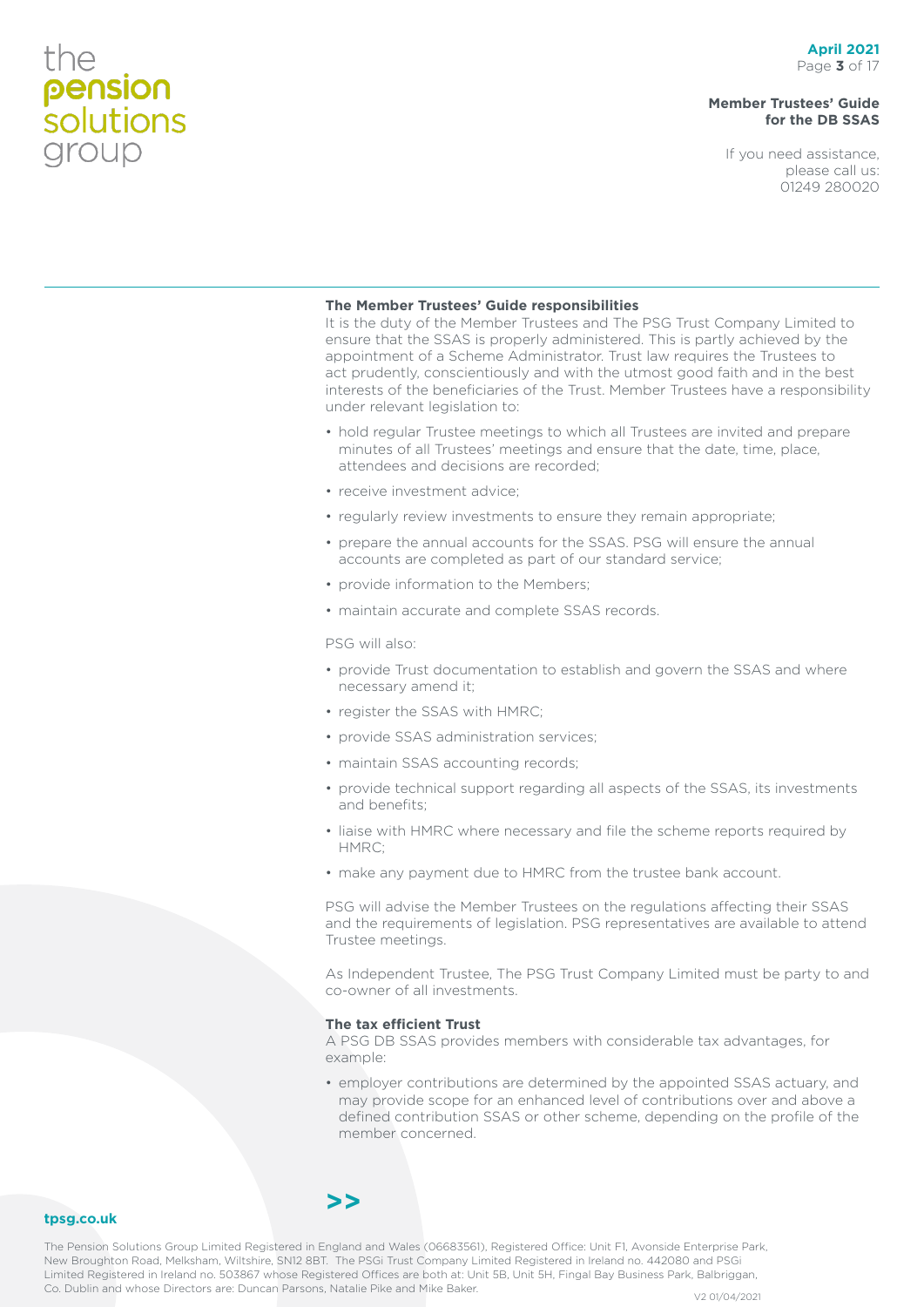### The Member Trustees' Guide responsibilities

It is the duty of the Member Trustees and The PSG Trust Company Limited to ensure that the SSAS is properly administered. This is partly achieved by the appointment of a Scheme Administrator. Trust law requires the Trustees to act prudently, conscientiously and with the utmost good faith and in the best interests of the beneficiaries of the Trust. Member Trustees have a responsibility under relevant legislation to:

- hold regular Trustee meetings to which all Trustees are invited and prepare minutes of all Trustees' meetings and ensure that the date, time, place, attendees and decisions are recorded;
- receive investment advice;
- regularly review investments to ensure they remain appropriate;
- prepare the annual accounts for the SSAS. PSG will ensure the annual accounts are completed as part of our standard service;
- provide information to the Members;
- maintain accurate and complete SSAS records.

PSG will also:

- provide Trust documentation to establish and govern the SSAS and where necessary amend it;
- register the SSAS with HMRC;
- provide SSAS administration services;
- maintain SSAS accounting records;
- provide technical support regarding all aspects of the SSAS, its investments and benefits;
- liaise with HMRC where necessary and file the scheme reports required by HMRC;
- make any payment due to HMRC from the trustee bank account.

PSG will advise the Member Trustees on the regulations affecting their SSAS and the requirements of legislation. PSG representatives are available to attend Trustee meetings.

As Independent Trustee, The PSG Trust Company Limited must be party to and co-owner of all investments.

### The tax efficient Trust

A PSG DB SSAS provides members with considerable tax advantages, for example:

- employer contributions are determined by the appointed SSAS actuary, and may provide scope for an enhanced level of contributions over and above a defined contribution SSAS or other scheme, depending on the profile of the member concerned.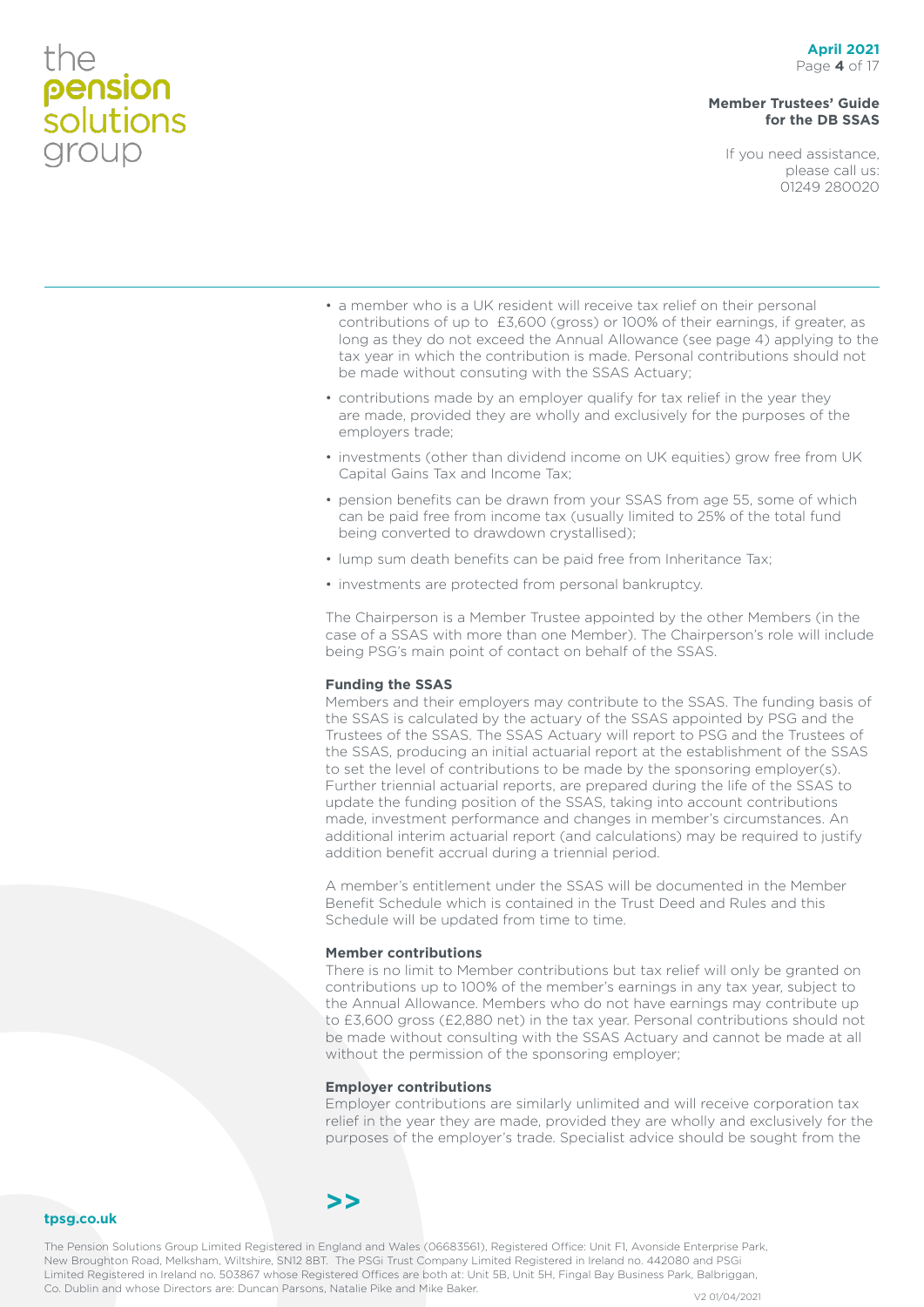- a member who is a UK resident will receive tax relief on their personal contributions of up to £3,600 (gross) or 100% of their earnings, if greater, as long as they do not exceed the Annual Allowance (see page 4) applying to the tax year in which the contribution is made. Personal contributions should not be made without consuting with the SSAS Actuary;
- contributions made by an employer qualify for tax relief in the year they are made, provided they are wholly and exclusively for the purposes of the employers trade;
- investments (other than dividend income on UK equities) grow free from UK Capital Gains Tax and Income Tax;
- pension benefits can be drawn from your SSAS from age 55, some of which can be paid free from income tax (usually limited to 25% of the total fund being converted to drawdown crystallised);
- lump sum death benefits can be paid free from Inheritance Tax;
- investments are protected from personal bankruptcy.

The Chairperson is a Member Trustee appointed by the other Members (in the case of a SSAS with more than one Member). The Chairperson's role will include being PSG's main point of contact on behalf of the SSAS.

**Funding the SSAS**

Members and their employers may contribute to the SSAS. The funding basis of the SSAS is calculated by the actuary of the SSAS appointed by PSG and the Trustees of the SSAS. The SSAS Actuary will report to PSG and the Trustees of the SSAS, producing an initial actuarial report at the establishment of the SSAS to set the level of contributions to be made by the sponsoring employer(s). Further triennial actuarial reports, are prepared during the life of the SSAS to update the funding position of the SSAS, taking into account contributions made, investment performance and changes in member's circumstances. An additional interim actuarial report (and calculations) may be required to justify addition benefit accrual during a triennial period.

A member's entitlement under the SSAS will be documented in the Member Benefit Schedule which is contained in the Trust Deed and Rules and this Schedule will be updated from time to time.

**Member contributions**

There is no limit to Member contributions but tax relief will only be granted on contributions up to 100% of the member's earnings in any tax year, subject to the Annual Allowance. Members who do not have earnings may contribute up to £3,600 gross (£2,880 net) in the tax year. Personal contributions should not be made without consulting with the SSAS Actuary and cannot be made at all without the permission of the sponsoring employer;

**Employer contributions**

Employer contributions are similarly unlimited and will receive corporation tax relief in the year they are made, provided they are wholly and exclusively for the purposes of the employer's trade. Specialist advice should be sought from the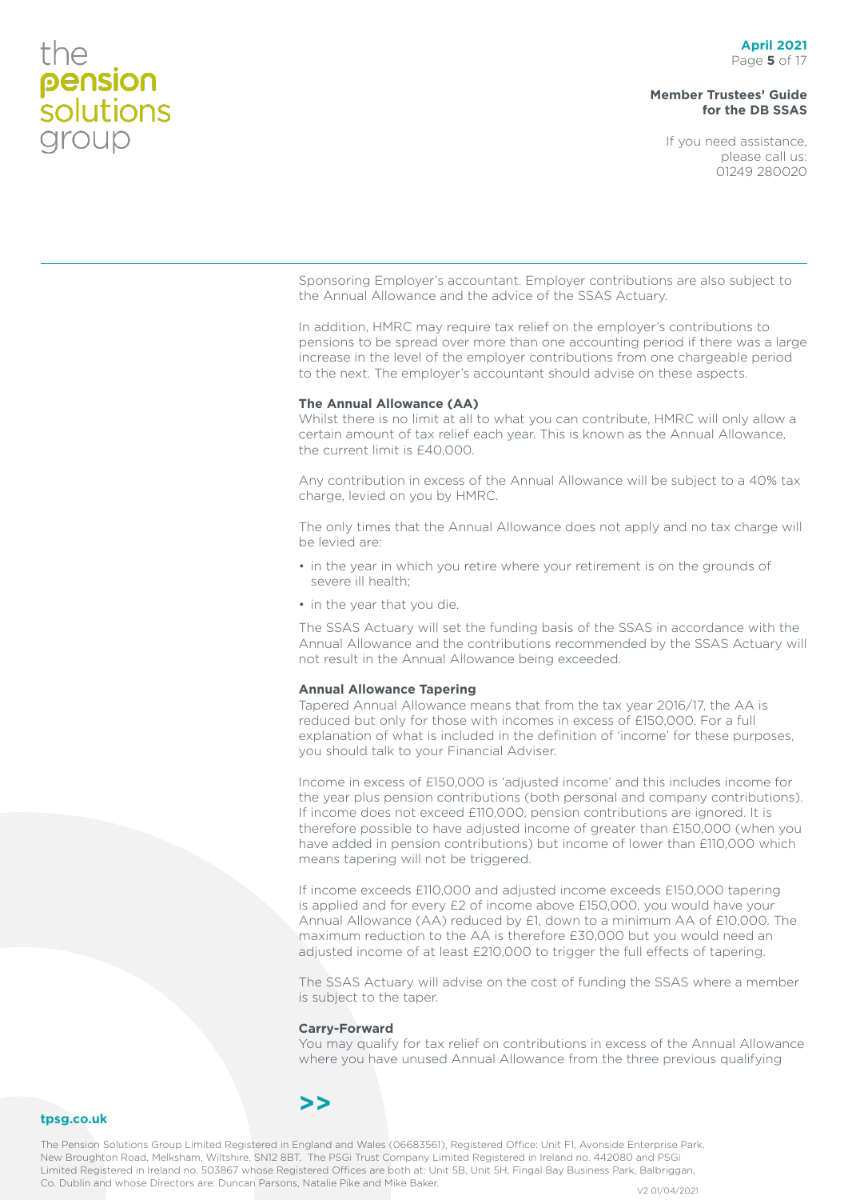Sponsoring Employer's accountant. Employer contributions are also subject to the Annual Allowance and the advice of the SSAS Actuary.

In addition, HMRC may require tax relief on the employer's contributions to pensions to be spread over more than one accounting period if there was a large increase in the level of the employer contributions from one chargeable period to the next. The employer's accountant should advise on these aspects.

**The Annual Allowance (AA)**

Whilst there is no limit at all to what you can contribute, HMRC will only allow a certain amount of tax relief each year. This is known as the Annual Allowance, the current limit is £40,000.

Any contribution in excess of the Annual Allowance will be subject to a 40% tax charge, levied on you by HMRC.

The only times that the Annual Allowance does not apply and no tax charge will be levied are:

- in the year in which you retire where your retirement is on the grounds of severe ill health;
- in the year that you die.

The SSAS Actuary will set the funding basis of the SSAS in accordance with the Annual Allowance and the contributions recommended by the SSAS Actuary will not result in the Annual Allowance being exceeded.

**Annual Allowance Tapering**

Tapered Annual Allowance means that from the tax year 2016/17, the AA is reduced but only for those with incomes in excess of £150,000. For a full explanation of what is included in the definition of 'income' for these purposes, you should talk to your Financial Adviser.

Income in excess of £150,000 is 'adjusted income' and this includes income for the year plus pension contributions (both personal and company contributions). If income does not exceed £110,000, pension contributions are ignored. It is therefore possible to have adjusted income of greater than £150,000 (when you have added in pension contributions) but income of lower than £110,000 which means tapering will not be triggered.

If income exceeds £110,000 and adjusted income exceeds £150,000 tapering is applied and for every £2 of income above £150,000, you would have your Annual Allowance (AA) reduced by £1, down to a minimum AA of £10,000. The maximum reduction to the AA is therefore £30,000 but you would need an adjusted income of at least £210,000 to trigger the full effects of tapering.

The SSAS Actuary will advise on the cost of funding the SSAS where a member is subject to the taper.

**Carry-Forward**

You may qualify for tax relief on contributions in excess of the Annual Allowance where you have unused Annual Allowance from the three previous qualifying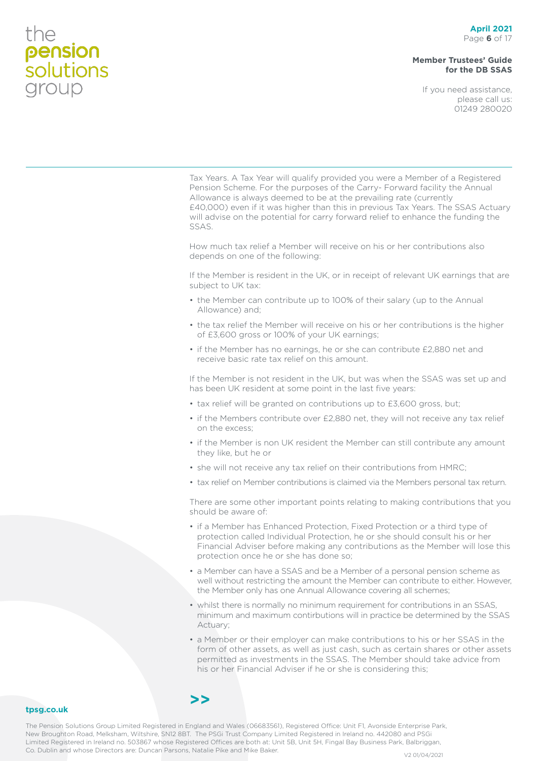Tax Years. A Tax Year will qualify provided you were a Member of a Registered Pension Scheme. For the purposes of the Carry- Forward facility the Annual Allowance is always deemed to be at the prevailing rate (currently £40,000) even if it was higher than this in previous Tax Years. The SSAS Actuary will advise on the potential for carry forward relief to enhance the funding the SSAS.

How much tax relief a Member will receive on his or her contributions also depends on one of the following:

If the Member is resident in the UK, or in receipt of relevant UK earnings that are subject to UK tax:

- the Member can contribute up to 100% of their salary (up to the Annual Allowance) and;
- the tax relief the Member will receive on his or her contributions is the higher of £3,600 gross or 100% of your UK earnings;
- if the Member has no earnings, he or she can contribute £2,880 net and receive basic rate tax relief on this amount.

If the Member is not resident in the UK, but was when the SSAS was set up and has been UK resident at some point in the last five years:

- tax relief will be granted on contributions up to £3,600 gross, but;
- if the Members contribute over £2,880 net, they will not receive any tax relief on the excess;
- if the Member is non UK resident the Member can still contribute any amount they like, but he or
- she will not receive any tax relief on their contributions from HMRC;
- tax relief on Member contributions is claimed via the Members personal tax return.

There are some other important points relating to making contributions that you should be aware of:

- if a Member has Enhanced Protection, Fixed Protection or a third type of protection called Individual Protection, he or she should consult his or her Financial Adviser before making any contributions as the Member will lose this protection once he or she has done so;
- a Member can have a SSAS and be a Member of a personal pension scheme as well without restricting the amount the Member can contribute to either. However, the Member only has one Annual Allowance covering all schemes;
- whilst there is normally no minimum requirement for contributions in an SSAS, minimum and maximum contirbutions will in practice be determined by the SSAS Actuary;
- a Member or their employer can make contributions to his or her SSAS in the form of other assets, as well as just cash, such as certain shares or other assets permitted as investments in the SSAS. The Member should take advice from his or her Financial Adviser if he or she is considering this;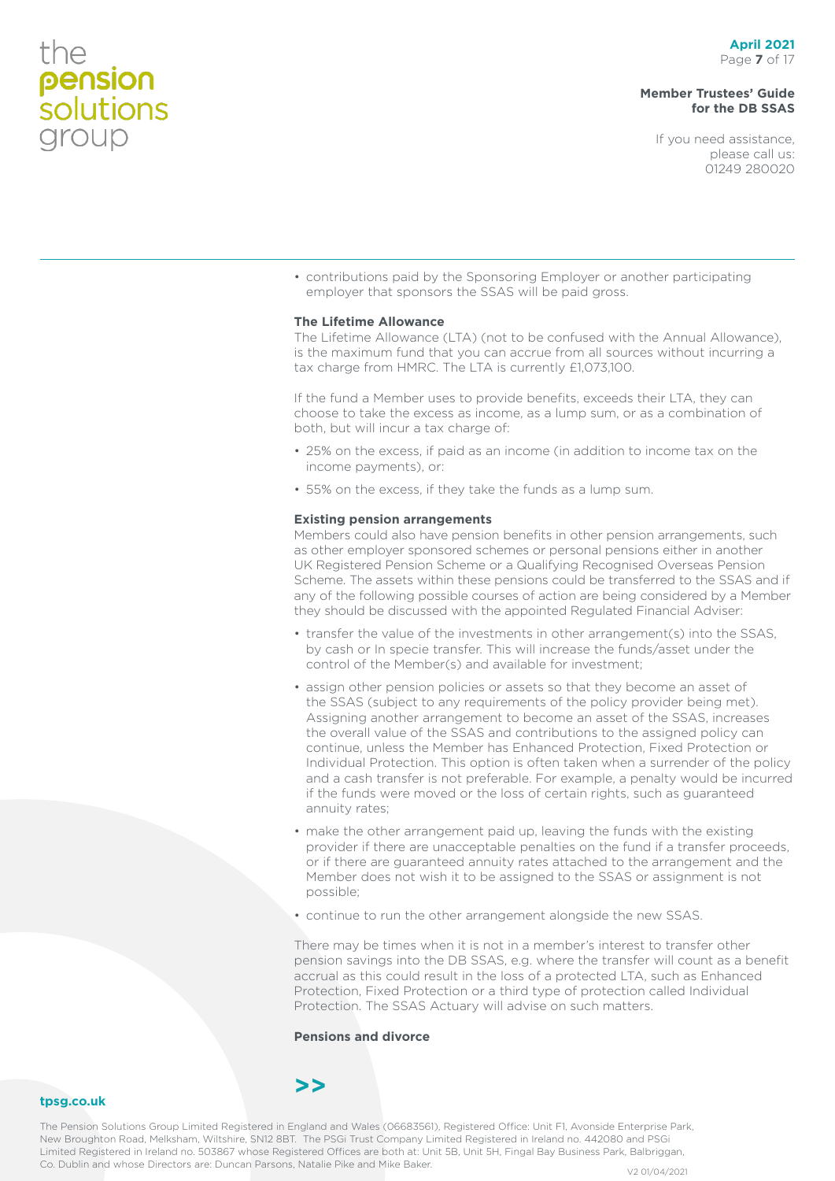- contributions paid by the Sponsoring Employer or another participating employer that sponsors the SSAS will be paid gross.

**The Lifetime Allowance**

The Lifetime Allowance (LTA) (not to be confused with the Annual Allowance), is the maximum fund that you can accrue from all sources without incurring a tax charge from HMRC. The LTA is currently £1,073,100.

If the fund a Member uses to provide benefits, exceeds their LTA, they can choose to take the excess as income, as a lump sum, or as a combination of both, but will incur a tax charge of:

- 25% on the excess, if paid as an income (in addition to income tax on the income payments), or:
- 55% on the excess, if they take the funds as a lump sum.

**Existing pension arrangements**

Members could also have pension benefits in other pension arrangements, such as other employer sponsored schemes or personal pensions either in another UK Registered Pension Scheme or a Qualifying Recognised Overseas Pension Scheme. The assets within these pensions could be transferred to the SSAS and if any of the following possible courses of action are being considered by a Member they should be discussed with the appointed Regulated Financial Adviser:

- transfer the value of the investments in other arrangement(s) into the SSAS, by cash or In specie transfer. This will increase the funds/asset under the control of the Member(s) and available for investment;
- assign other pension policies or assets so that they become an asset of the SSAS (subject to any requirements of the policy provider being met). Assigning another arrangement to become an asset of the SSAS, increases the overall value of the SSAS and contributions to the assigned policy can continue, unless the Member has Enhanced Protection, Fixed Protection or Individual Protection. This option is often taken when a surrender of the policy and a cash transfer is not preferable. For example, a penalty would be incurred if the funds were moved or the loss of certain rights, such as guaranteed annuity rates;
- make the other arrangement paid up, leaving the funds with the existing provider if there are unacceptable penalties on the fund if a transfer proceeds, or if there are guaranteed annuity rates attached to the arrangement and the Member does not wish it to be assigned to the SSAS or assignment is not possible;
- continue to run the other arrangement alongside the new SSAS.

There may be times when it is not in a member's interest to transfer other pension savings into the DB SSAS, e.g. where the transfer will count as a benefit accrual as this could result in the loss of a protected LTA, such as Enhanced Protection, Fixed Protection or a third type of protection called Individual Protection. The SSAS Actuary will advise on such matters.

**Pensions and divorce**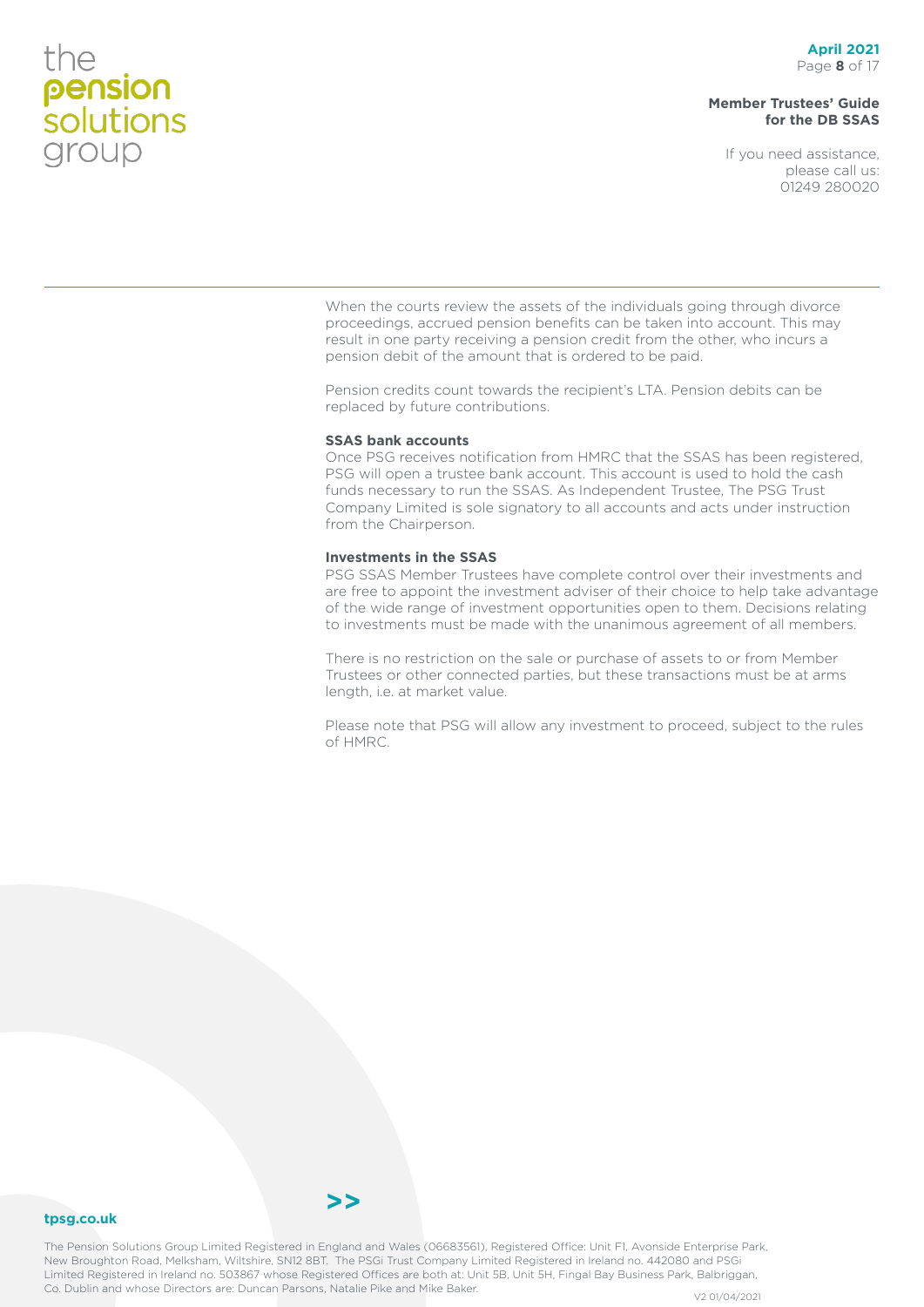When the courts review the assets of the individuals going through divorce proceedings, accrued pension benefits can be taken into account. This may result in one party receiving a pension credit from the other, who incurs a pension debit of the amount that is ordered to be paid.

Pension credits count towards the recipient's LTA. Pension debits can be replaced by future contributions.

**SSAS bank accounts**

Once PSG receives notification from HMRC that the SSAS has been registered, PSG will open a trustee bank account. This account is used to hold the cash funds necessary to run the SSAS. As Independent Trustee, The PSG Trust Company Limited is sole signatory to all accounts and acts under instruction from the Chairperson.

**Investments in the SSAS**

PSG SSAS Member Trustees have complete control over their investments and are free to appoint the investment adviser of their choice to help take advantage of the wide range of investment opportunities open to them. Decisions relating to investments must be made with the unanimous agreement of all members.

There is no restriction on the sale or purchase of assets to or from Member Trustees or other connected parties, but these transactions must be at arms length, i.e. at market value.

Please note that PSG will allow any investment to proceed, subject to the rules of HMRC.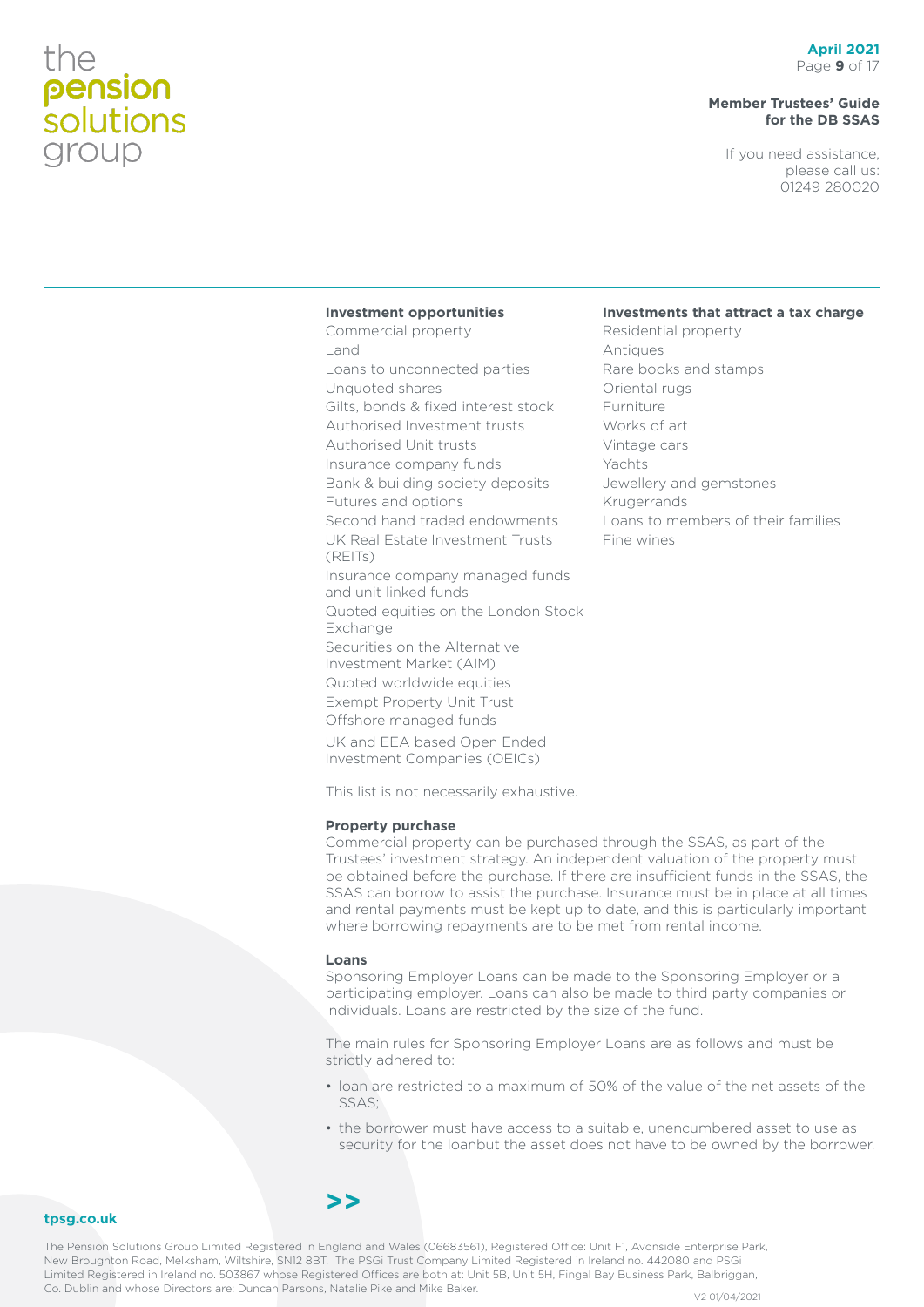**Investment opportunities**

Commercial property
Land
Loans to unconnected parties
Unquoted shares
Gilts, bonds & fixed interest stock
Authorised Investment trusts
Authorised Unit trusts
Insurance company funds
Bank & building society deposits
Futures and options
Second hand traded endowments
UK Real Estate Investment Trusts (REITs)
Insurance company managed funds and unit linked funds
Quoted equities on the London Stock Exchange
Securities on the Alternative Investment Market (AIM)
Quoted worldwide equities
Exempt Property Unit Trust
Offshore managed funds
UK and EEA based Open Ended Investment Companies (OEICs)

**Investments that attract a tax charge**

Residential property
Antiques
Rare books and stamps
Oriental rugs
Furniture
Works of art
Vintage cars
Yachts
Jewellery and gemstones
Krugerrands
Loans to members of their families
Fine wines

This list is not necessarily exhaustive.

**Property purchase**

Commercial property can be purchased through the SSAS, as part of the Trustees' investment strategy. An independent valuation of the property must be obtained before the purchase. If there are insufficient funds in the SSAS, the SSAS can borrow to assist the purchase. Insurance must be in place at all times and rental payments must be kept up to date, and this is particularly important where borrowing repayments are to be met from rental income.

**Loans**

Sponsoring Employer Loans can be made to the Sponsoring Employer or a participating employer. Loans can also be made to third party companies or individuals. Loans are restricted by the size of the fund.

The main rules for Sponsoring Employer Loans are as follows and must be strictly adhered to:

- loan are restricted to a maximum of 50% of the value of the net assets of the SSAS;
- the borrower must have access to a suitable, unencumbered asset to use as security for the loanbut the asset does not have to be owned by the borrower.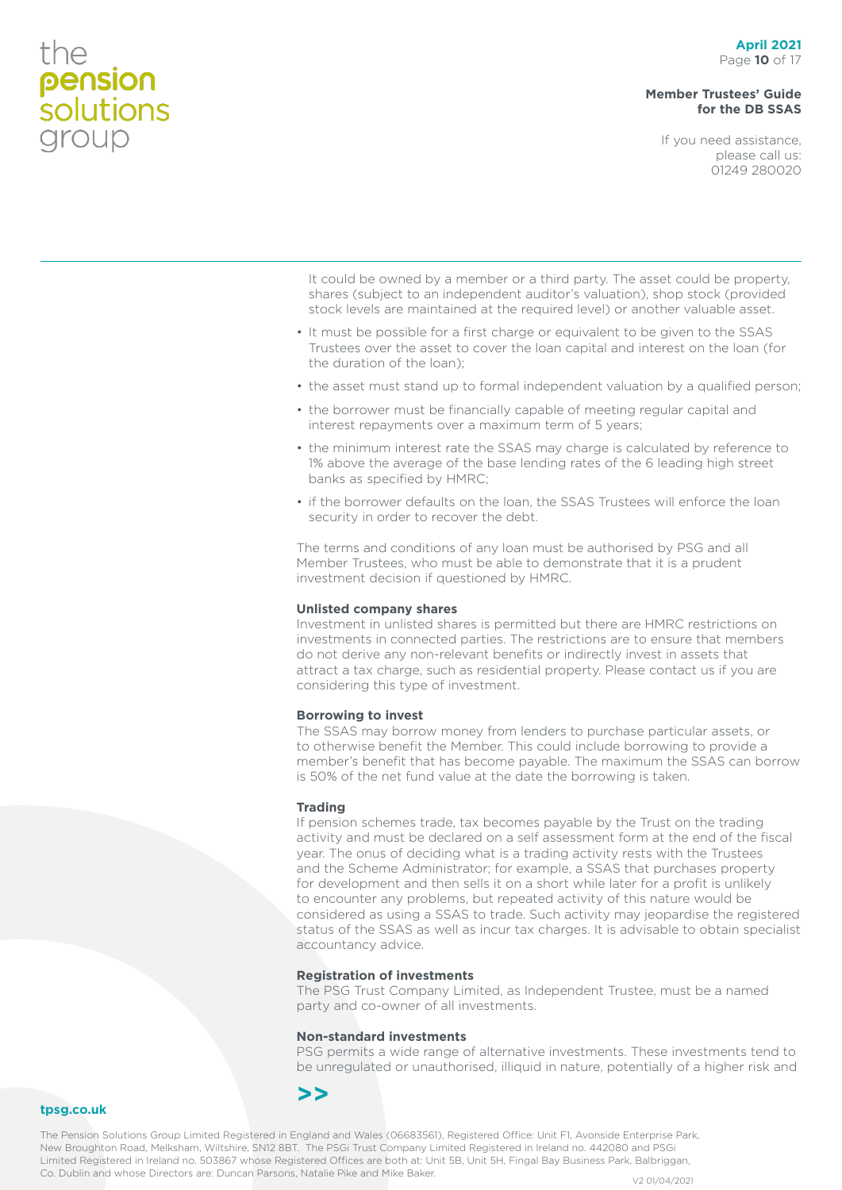It could be owned by a member or a third party. The asset could be property, shares (subject to an independent auditor's valuation), shop stock (provided stock levels are maintained at the required level) or another valuable asset.

- It must be possible for a first charge or equivalent to be given to the SSAS Trustees over the asset to cover the loan capital and interest on the loan (for the duration of the loan);
- the asset must stand up to formal independent valuation by a qualified person;
- the borrower must be financially capable of meeting regular capital and interest repayments over a maximum term of 5 years;
- the minimum interest rate the SSAS may charge is calculated by reference to 1% above the average of the base lending rates of the 6 leading high street banks as specified by HMRC;
- if the borrower defaults on the loan, the SSAS Trustees will enforce the loan security in order to recover the debt.

The terms and conditions of any loan must be authorised by PSG and all Member Trustees, who must be able to demonstrate that it is a prudent investment decision if questioned by HMRC.

**Unlisted company shares**
Investment in unlisted shares is permitted but there are HMRC restrictions on investments in connected parties. The restrictions are to ensure that members do not derive any non-relevant benefits or indirectly invest in assets that attract a tax charge, such as residential property. Please contact us if you are considering this type of investment.

**Borrowing to invest**
The SSAS may borrow money from lenders to purchase particular assets, or to otherwise benefit the Member. This could include borrowing to provide a member's benefit that has become payable. The maximum the SSAS can borrow is 50% of the net fund value at the date the borrowing is taken.

**Trading**
If pension schemes trade, tax becomes payable by the Trust on the trading activity and must be declared on a self assessment form at the end of the fiscal year. The onus of deciding what is a trading activity rests with the Trustees and the Scheme Administrator; for example, a SSAS that purchases property for development and then sells it on a short while later for a profit is unlikely to encounter any problems, but repeated activity of this nature would be considered as using a SSAS to trade. Such activity may jeopardise the registered status of the SSAS as well as incur tax charges. It is advisable to obtain specialist accountancy advice.

**Registration of investments**
The PSG Trust Company Limited, as Independent Trustee, must be a named party and co-owner of all investments.

**Non-standard investments**
PSG permits a wide range of alternative investments. These investments tend to be unregulated or unauthorised, illiquid in nature, potentially of a higher risk and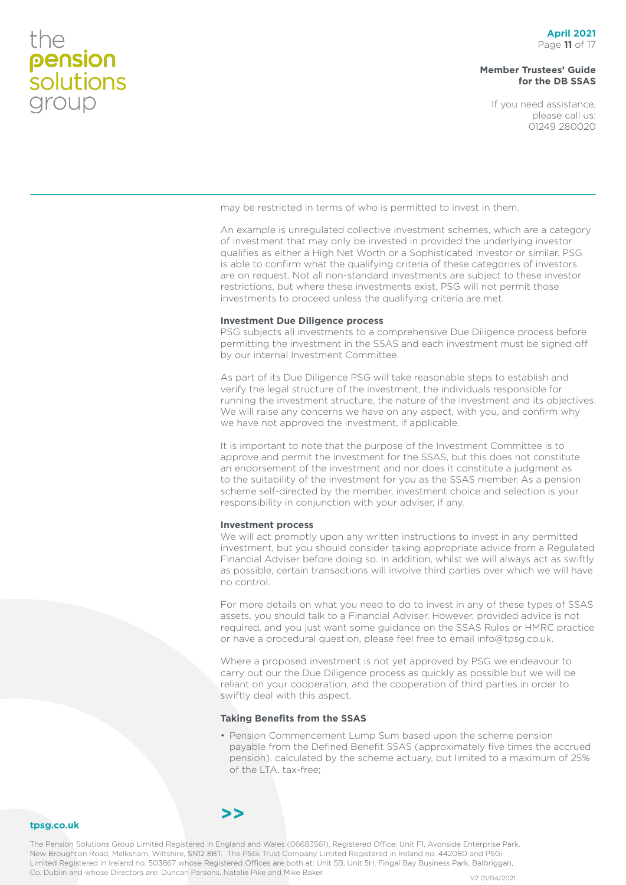may be restricted in terms of who is permitted to invest in them.

An example is unregulated collective investment schemes, which are a category of investment that may only be invested in provided the underlying investor qualifies as either a High Net Worth or a Sophisticated Investor or similar. PSG is able to confirm what the qualifying criteria of these categories of investors are on request. Not all non-standard investments are subject to these investor restrictions, but where these investments exist, PSG will not permit those investments to proceed unless the qualifying criteria are met.

**Investment Due Diligence process**

PSG subjects all investments to a comprehensive Due Diligence process before permitting the investment in the SSAS and each investment must be signed off by our internal Investment Committee.

As part of its Due Diligence PSG will take reasonable steps to establish and verify the legal structure of the investment, the individuals responsible for running the investment structure, the nature of the investment and its objectives. We will raise any concerns we have on any aspect, with you, and confirm why we have not approved the investment, if applicable.

It is important to note that the purpose of the Investment Committee is to approve and permit the investment for the SSAS, but this does not constitute an endorsement of the investment and nor does it constitute a judgment as to the suitability of the investment for you as the SSAS member. As a pension scheme self-directed by the member, investment choice and selection is your responsibility in conjunction with your adviser, if any.

**Investment process**

We will act promptly upon any written instructions to invest in any permitted investment, but you should consider taking appropriate advice from a Regulated Financial Adviser before doing so. In addition, whilst we will always act as swiftly as possible, certain transactions will involve third parties over which we will have no control.

For more details on what you need to do to invest in any of these types of SSAS assets, you should talk to a Financial Adviser. However, provided advice is not required, and you just want some guidance on the SSAS Rules or HMRC practice or have a procedural question, please feel free to email info@tpsg.co.uk.

Where a proposed investment is not yet approved by PSG we endeavour to carry out our the Due Diligence process as quickly as possible but we will be reliant on your cooperation, and the cooperation of third parties in order to swiftly deal with this aspect.

**Taking Benefits from the SSAS**

- Pension Commencement Lump Sum based upon the scheme pension payable from the Defined Benefit SSAS (approximately five times the accrued pension), calculated by the scheme actuary, but limited to a maximum of 25% of the LTA, tax-free;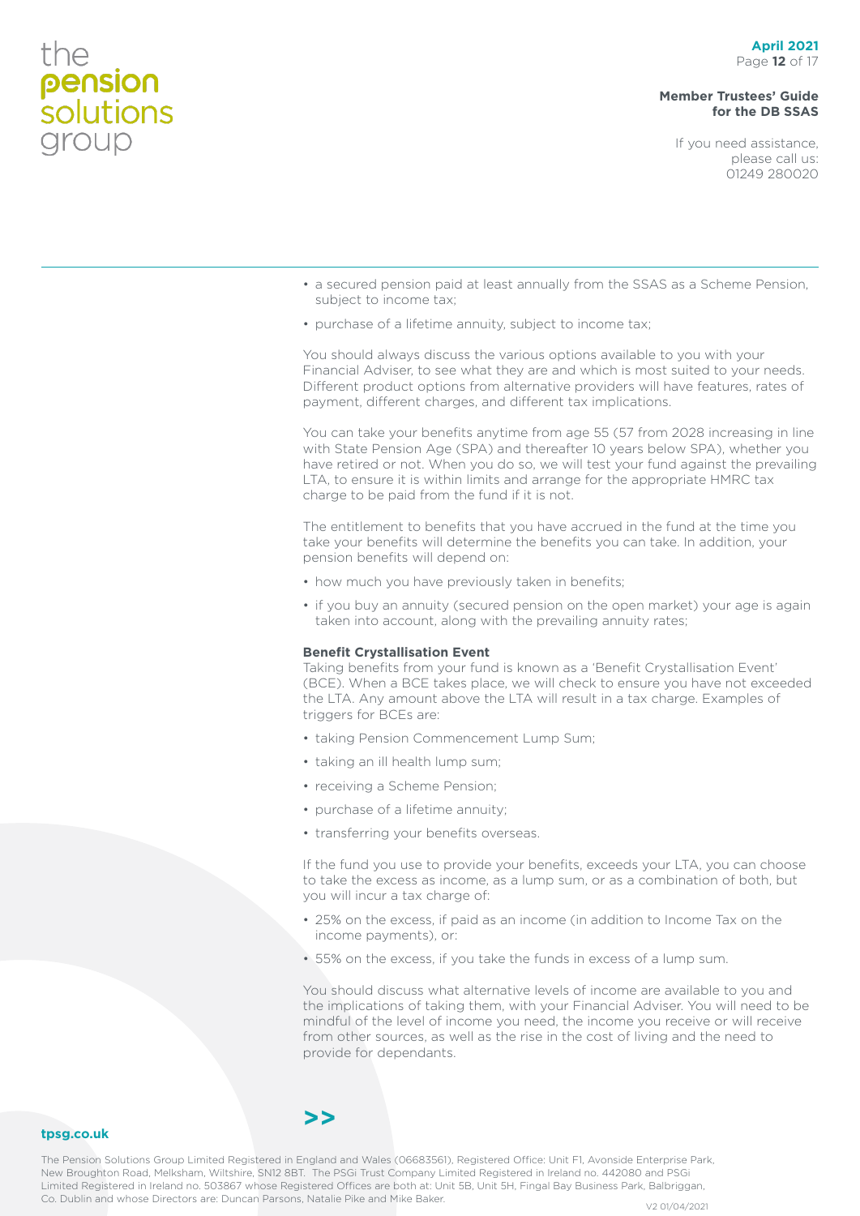- a secured pension paid at least annually from the SSAS as a Scheme Pension, subject to income tax;
- purchase of a lifetime annuity, subject to income tax;

You should always discuss the various options available to you with your Financial Adviser, to see what they are and which is most suited to your needs. Different product options from alternative providers will have features, rates of payment, different charges, and different tax implications.

You can take your benefits anytime from age 55 (57 from 2028 increasing in line with State Pension Age (SPA) and thereafter 10 years below SPA), whether you have retired or not. When you do so, we will test your fund against the prevailing LTA, to ensure it is within limits and arrange for the appropriate HMRC tax charge to be paid from the fund if it is not.

The entitlement to benefits that you have accrued in the fund at the time you take your benefits will determine the benefits you can take. In addition, your pension benefits will depend on:

- how much you have previously taken in benefits;
- if you buy an annuity (secured pension on the open market) your age is again taken into account, along with the prevailing annuity rates;

**Benefit Crystallisation Event**

Taking benefits from your fund is known as a 'Benefit Crystallisation Event' (BCE). When a BCE takes place, we will check to ensure you have not exceeded the LTA. Any amount above the LTA will result in a tax charge. Examples of triggers for BCEs are:

- taking Pension Commencement Lump Sum;
- taking an ill health lump sum;
- receiving a Scheme Pension;
- purchase of a lifetime annuity;
- transferring your benefits overseas.

If the fund you use to provide your benefits, exceeds your LTA, you can choose to take the excess as income, as a lump sum, or as a combination of both, but you will incur a tax charge of:

- 25% on the excess, if paid as an income (in addition to Income Tax on the income payments), or:
- 55% on the excess, if you take the funds in excess of a lump sum.

You should discuss what alternative levels of income are available to you and the implications of taking them, with your Financial Adviser. You will need to be mindful of the level of income you need, the income you receive or will receive from other sources, as well as the rise in the cost of living and the need to provide for dependants.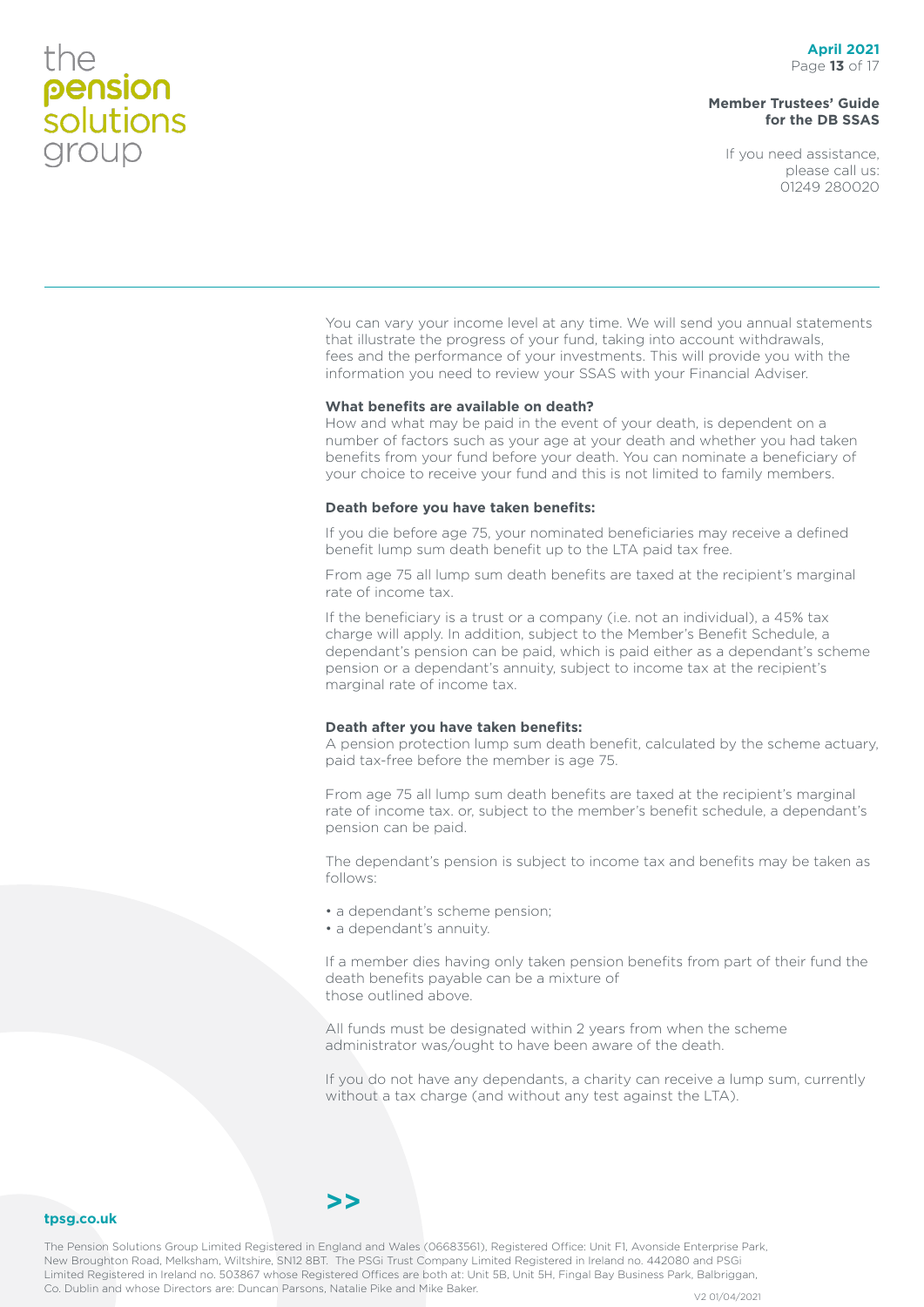You can vary your income level at any time. We will send you annual statements that illustrate the progress of your fund, taking into account withdrawals, fees and the performance of your investments. This will provide you with the information you need to review your SSAS with your Financial Adviser.

**What benefits are available on death?**

How and what may be paid in the event of your death, is dependent on a number of factors such as your age at your death and whether you had taken benefits from your fund before your death. You can nominate a beneficiary of your choice to receive your fund and this is not limited to family members.

**Death before you have taken benefits:**

If you die before age 75, your nominated beneficiaries may receive a defined benefit lump sum death benefit up to the LTA paid tax free.

From age 75 all lump sum death benefits are taxed at the recipient's marginal rate of income tax.

If the beneficiary is a trust or a company (i.e. not an individual), a 45% tax charge will apply. In addition, subject to the Member's Benefit Schedule, a dependant's pension can be paid, which is paid either as a dependant's scheme pension or a dependant's annuity, subject to income tax at the recipient's marginal rate of income tax.

**Death after you have taken benefits:**

A pension protection lump sum death benefit, calculated by the scheme actuary, paid tax-free before the member is age 75.

From age 75 all lump sum death benefits are taxed at the recipient's marginal rate of income tax. or, subject to the member's benefit schedule, a dependant's pension can be paid.

The dependant's pension is subject to income tax and benefits may be taken as follows:

- a dependant's scheme pension;
- a dependant's annuity.

If a member dies having only taken pension benefits from part of their fund the death benefits payable can be a mixture of those outlined above.

All funds must be designated within 2 years from when the scheme administrator was/ought to have been aware of the death.

If you do not have any dependants, a charity can receive a lump sum, currently without a tax charge (and without any test against the LTA).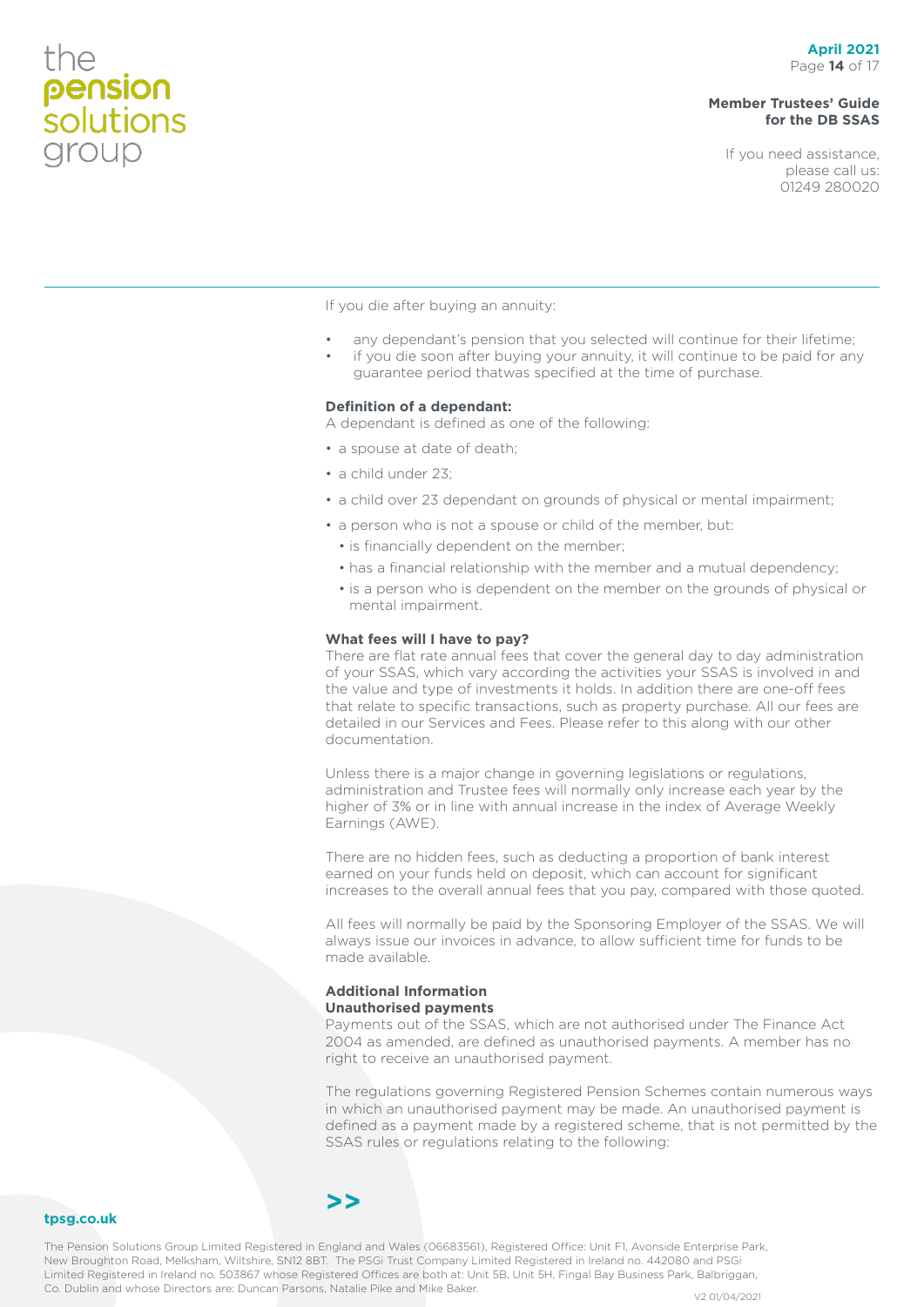If you die after buying an annuity:

- any dependant's pension that you selected will continue for their lifetime;
- if you die soon after buying your annuity, it will continue to be paid for any guarantee period thatwas specified at the time of purchase.

**Definition of a dependant:**

A dependant is defined as one of the following:

- a spouse at date of death;
- a child under 23;
- a child over 23 dependant on grounds of physical or mental impairment;
- a person who is not a spouse or child of the member, but:
  - is financially dependent on the member;
  - has a financial relationship with the member and a mutual dependency;
  - is a person who is dependent on the member on the grounds of physical or mental impairment.

**What fees will I have to pay?**

There are flat rate annual fees that cover the general day to day administration of your SSAS, which vary according the activities your SSAS is involved in and the value and type of investments it holds. In addition there are one-off fees that relate to specific transactions, such as property purchase. All our fees are detailed in our Services and Fees. Please refer to this along with our other documentation.

Unless there is a major change in governing legislations or regulations, administration and Trustee fees will normally only increase each year by the higher of 3% or in line with annual increase in the index of Average Weekly Earnings (AWE).

There are no hidden fees, such as deducting a proportion of bank interest earned on your funds held on deposit, which can account for significant increases to the overall annual fees that you pay, compared with those quoted.

All fees will normally be paid by the Sponsoring Employer of the SSAS. We will always issue our invoices in advance, to allow sufficient time for funds to be made available.

**Additional Information**

**Unauthorised payments**

Payments out of the SSAS, which are not authorised under The Finance Act 2004 as amended, are defined as unauthorised payments. A member has no right to receive an unauthorised payment.

The regulations governing Registered Pension Schemes contain numerous ways in which an unauthorised payment may be made. An unauthorised payment is defined as a payment made by a registered scheme, that is not permitted by the SSAS rules or regulations relating to the following: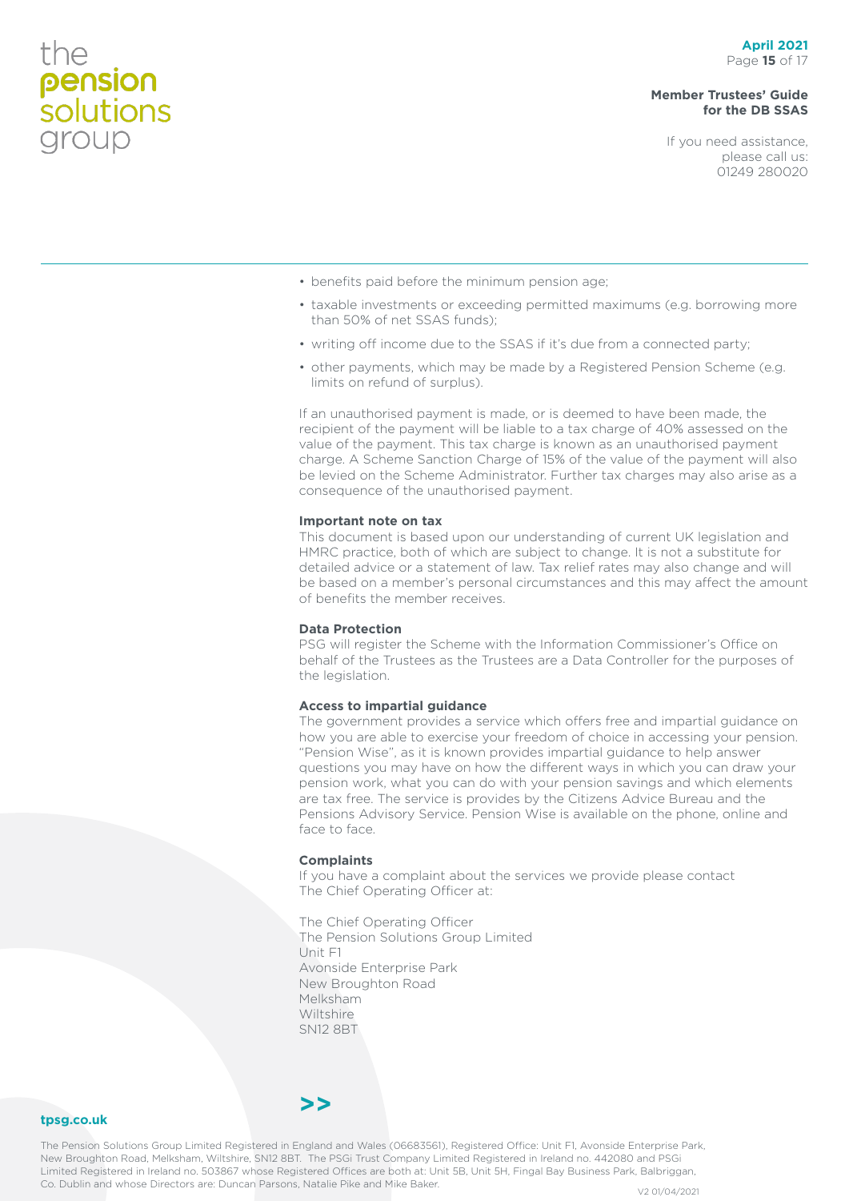- benefits paid before the minimum pension age;
- taxable investments or exceeding permitted maximums (e.g. borrowing more than 50% of net SSAS funds);
- writing off income due to the SSAS if it's due from a connected party;
- other payments, which may be made by a Registered Pension Scheme (e.g. limits on refund of surplus).

If an unauthorised payment is made, or is deemed to have been made, the recipient of the payment will be liable to a tax charge of 40% assessed on the value of the payment. This tax charge is known as an unauthorised payment charge. A Scheme Sanction Charge of 15% of the value of the payment will also be levied on the Scheme Administrator. Further tax charges may also arise as a consequence of the unauthorised payment.

**Important note on tax**

This document is based upon our understanding of current UK legislation and HMRC practice, both of which are subject to change. It is not a substitute for detailed advice or a statement of law. Tax relief rates may also change and will be based on a member's personal circumstances and this may affect the amount of benefits the member receives.

**Data Protection**

PSG will register the Scheme with the Information Commissioner's Office on behalf of the Trustees as the Trustees are a Data Controller for the purposes of the legislation.

**Access to impartial guidance**

The government provides a service which offers free and impartial guidance on how you are able to exercise your freedom of choice in accessing your pension. "Pension Wise", as it is known provides impartial guidance to help answer questions you may have on how the different ways in which you can draw your pension work, what you can do with your pension savings and which elements are tax free. The service is provides by the Citizens Advice Bureau and the Pensions Advisory Service. Pension Wise is available on the phone, online and face to face.

**Complaints**

If you have a complaint about the services we provide please contact The Chief Operating Officer at:

The Chief Operating Officer
The Pension Solutions Group Limited
Unit F1
Avonside Enterprise Park
New Broughton Road
Melksham
Wiltshire
SN12 8BT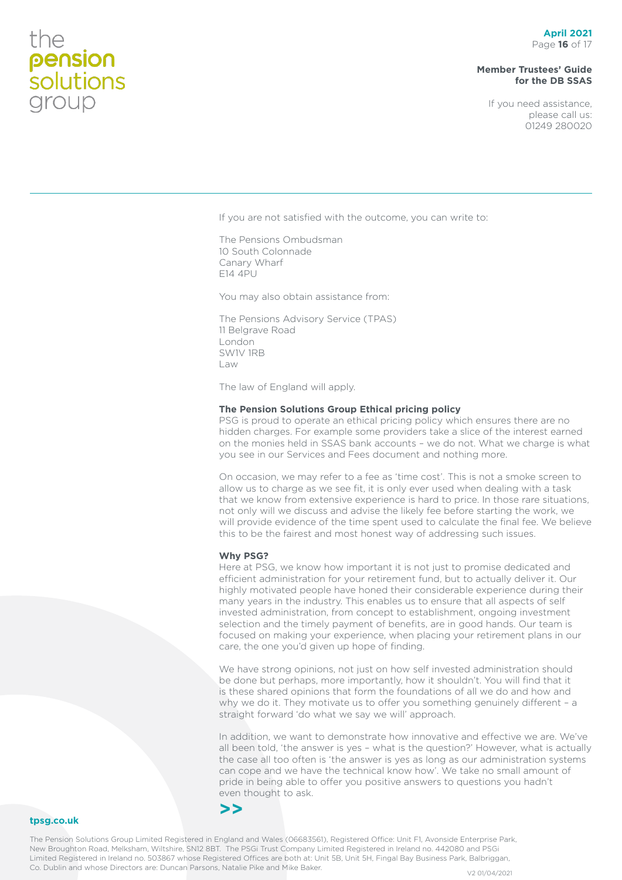If you are not satisfied with the outcome, you can write to:

The Pensions Ombudsman
10 South Colonnade
Canary Wharf
E14 4PU

You may also obtain assistance from:

The Pensions Advisory Service (TPAS)
11 Belgrave Road
London
SW1V 1RB
Law

The law of England will apply.

**The Pension Solutions Group Ethical pricing policy**

PSG is proud to operate an ethical pricing policy which ensures there are no hidden charges. For example some providers take a slice of the interest earned on the monies held in SSAS bank accounts – we do not. What we charge is what you see in our Services and Fees document and nothing more.

On occasion, we may refer to a fee as 'time cost'. This is not a smoke screen to allow us to charge as we see fit, it is only ever used when dealing with a task that we know from extensive experience is hard to price. In those rare situations, not only will we discuss and advise the likely fee before starting the work, we will provide evidence of the time spent used to calculate the final fee. We believe this to be the fairest and most honest way of addressing such issues.

**Why PSG?**

Here at PSG, we know how important it is not just to promise dedicated and efficient administration for your retirement fund, but to actually deliver it. Our highly motivated people have honed their considerable experience during their many years in the industry. This enables us to ensure that all aspects of self invested administration, from concept to establishment, ongoing investment selection and the timely payment of benefits, are in good hands. Our team is focused on making your experience, when placing your retirement plans in our care, the one you'd given up hope of finding.

We have strong opinions, not just on how self invested administration should be done but perhaps, more importantly, how it shouldn't. You will find that it is these shared opinions that form the foundations of all we do and how and why we do it. They motivate us to offer you something genuinely different – a straight forward 'do what we say we will' approach.

In addition, we want to demonstrate how innovative and effective we are. We've all been told, 'the answer is yes – what is the question?' However, what is actually the case all too often is 'the answer is yes as long as our administration systems can cope and we have the technical know how'. We take no small amount of pride in being able to offer you positive answers to questions you hadn't even thought to ask.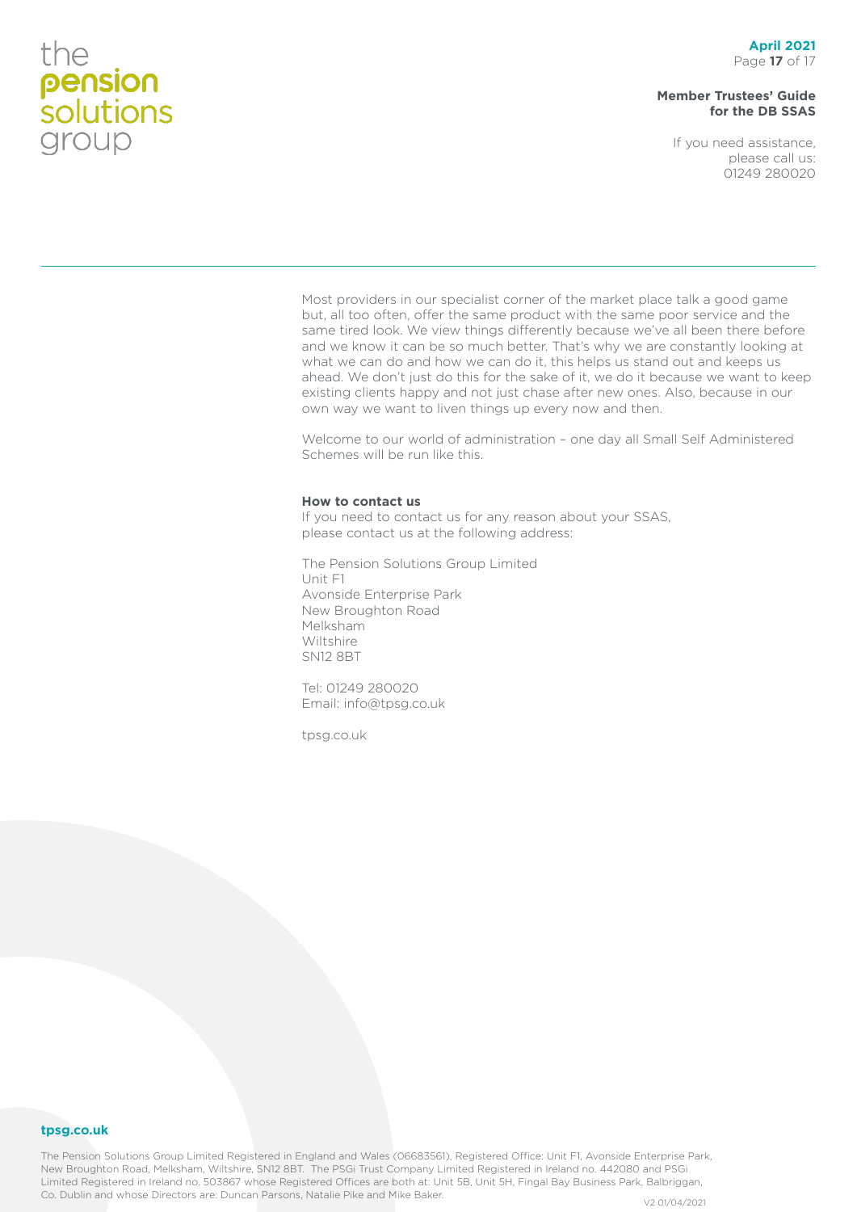Most providers in our specialist corner of the market place talk a good game but, all too often, offer the same product with the same poor service and the same tired look. We view things differently because we've all been there before and we know it can be so much better. That's why we are constantly looking at what we can do and how we can do it, this helps us stand out and keeps us ahead. We don't just do this for the sake of it, we do it because we want to keep existing clients happy and not just chase after new ones. Also, because in our own way we want to liven things up every now and then.

Welcome to our world of administration – one day all Small Self Administered Schemes will be run like this.

**How to contact us**

If you need to contact us for any reason about your SSAS, please contact us at the following address:

The Pension Solutions Group Limited
Unit F1
Avonside Enterprise Park
New Broughton Road
Melksham
Wiltshire
SN12 8BT

Tel: 01249 280020
Email: info@tpsg.co.uk

tpsg.co.uk

The Pension Solutions Group Limited Registered in England and Wales (06683561), Registered Office: Unit F1, Avonside Enterprise Park, New Broughton Road, Melksham, Wiltshire, SN12 8BT. The PSGi Trust Company Limited Registered in Ireland no. 442080 and PSGi Limited Registered in Ireland no. 503867 whose Registered Offices are both at: Unit 5B, Unit 5H, Fingal Bay Business Park, Balbriggan, Co. Dublin and whose Directors are: Duncan Parsons, Natalie Pike and Mike Baker.

V2 01/04/2021